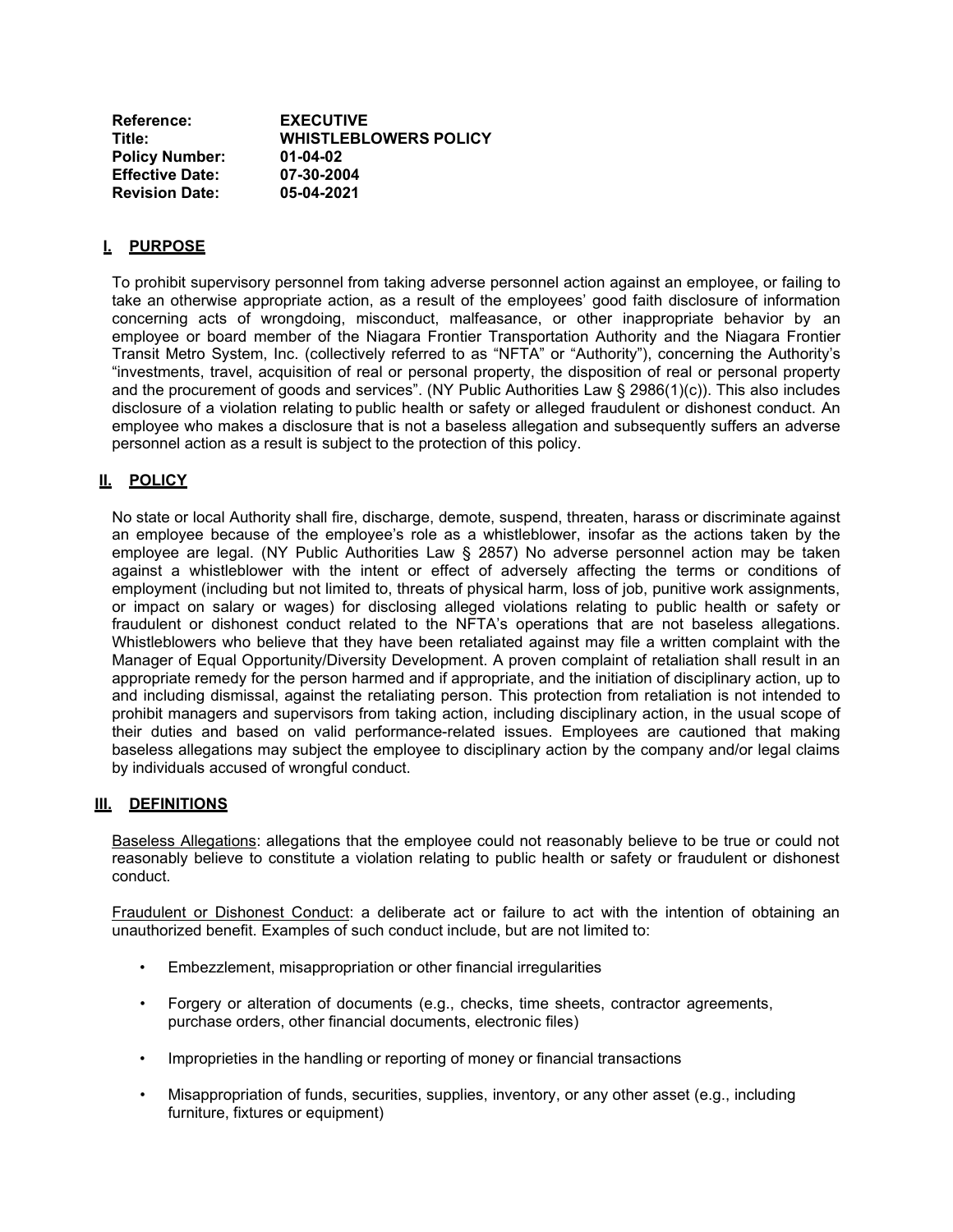**Reference:** **EXECUTIVE**
**Title:** **WHISTLEBLOWERS POLICY**
**Policy Number:** **01-04-02**
**Effective Date:** **07-30-2004**
**Revision Date:** **05-04-2021**

## I. PURPOSE

To prohibit supervisory personnel from taking adverse personnel action against an employee, or failing to take an otherwise appropriate action, as a result of the employees' good faith disclosure of information concerning acts of wrongdoing, misconduct, malfeasance, or other inappropriate behavior by an employee or board member of the Niagara Frontier Transportation Authority and the Niagara Frontier Transit Metro System, Inc. (collectively referred to as "NFTA" or "Authority"), concerning the Authority's "investments, travel, acquisition of real or personal property, the disposition of real or personal property and the procurement of goods and services". (NY Public Authorities Law § 2986(1)(c)). This also includes disclosure of a violation relating to public health or safety or alleged fraudulent or dishonest conduct. An employee who makes a disclosure that is not a baseless allegation and subsequently suffers an adverse personnel action as a result is subject to the protection of this policy.

## II. POLICY

No state or local Authority shall fire, discharge, demote, suspend, threaten, harass or discriminate against an employee because of the employee's role as a whistleblower, insofar as the actions taken by the employee are legal. (NY Public Authorities Law § 2857) No adverse personnel action may be taken against a whistleblower with the intent or effect of adversely affecting the terms or conditions of employment (including but not limited to, threats of physical harm, loss of job, punitive work assignments, or impact on salary or wages) for disclosing alleged violations relating to public health or safety or fraudulent or dishonest conduct related to the NFTA's operations that are not baseless allegations. Whistleblowers who believe that they have been retaliated against may file a written complaint with the Manager of Equal Opportunity/Diversity Development. A proven complaint of retaliation shall result in an appropriate remedy for the person harmed and if appropriate, and the initiation of disciplinary action, up to and including dismissal, against the retaliating person. This protection from retaliation is not intended to prohibit managers and supervisors from taking action, including disciplinary action, in the usual scope of their duties and based on valid performance-related issues. Employees are cautioned that making baseless allegations may subject the employee to disciplinary action by the company and/or legal claims by individuals accused of wrongful conduct.

## III. DEFINITIONS

Baseless Allegations: allegations that the employee could not reasonably believe to be true or could not reasonably believe to constitute a violation relating to public health or safety or fraudulent or dishonest conduct.

Fraudulent or Dishonest Conduct: a deliberate act or failure to act with the intention of obtaining an unauthorized benefit. Examples of such conduct include, but are not limited to:

- Embezzlement, misappropriation or other financial irregularities
- Forgery or alteration of documents (e.g., checks, time sheets, contractor agreements, purchase orders, other financial documents, electronic files)
- Improprieties in the handling or reporting of money or financial transactions
- Misappropriation of funds, securities, supplies, inventory, or any other asset (e.g., including furniture, fixtures or equipment)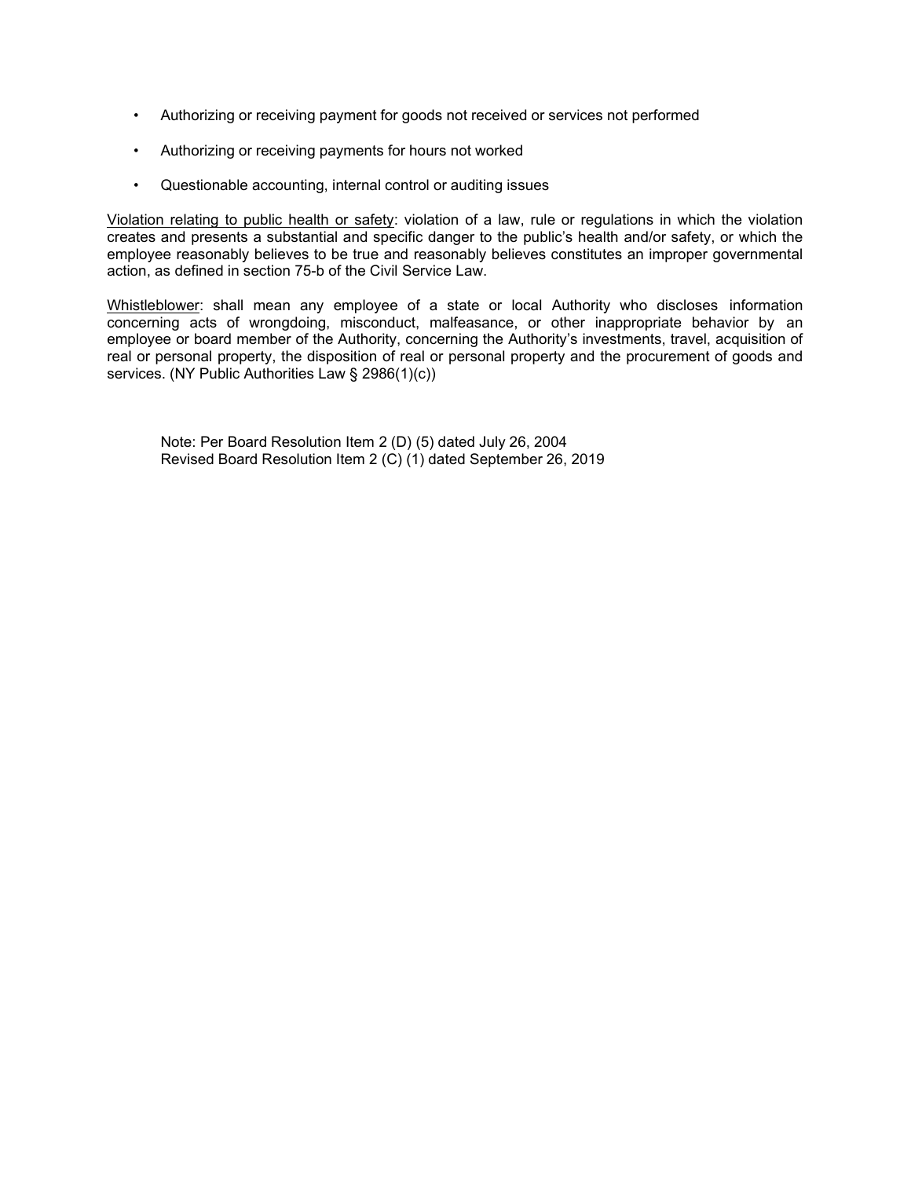- Authorizing or receiving payment for goods not received or services not performed
- Authorizing or receiving payments for hours not worked
- Questionable accounting, internal control or auditing issues

<u>Violation relating to public health or safety</u>: violation of a law, rule or regulations in which the violation creates and presents a substantial and specific danger to the public's health and/or safety, or which the employee reasonably believes to be true and reasonably believes constitutes an improper governmental action, as defined in section 75-b of the Civil Service Law.

<u>Whistleblower</u>: shall mean any employee of a state or local Authority who discloses information concerning acts of wrongdoing, misconduct, malfeasance, or other inappropriate behavior by an employee or board member of the Authority, concerning the Authority's investments, travel, acquisition of real or personal property, the disposition of real or personal property and the procurement of goods and services. (NY Public Authorities Law § 2986(1)(c))

Note: Per Board Resolution Item 2 (D) (5) dated July 26, 2004
Revised Board Resolution Item 2 (C) (1) dated September 26, 2019